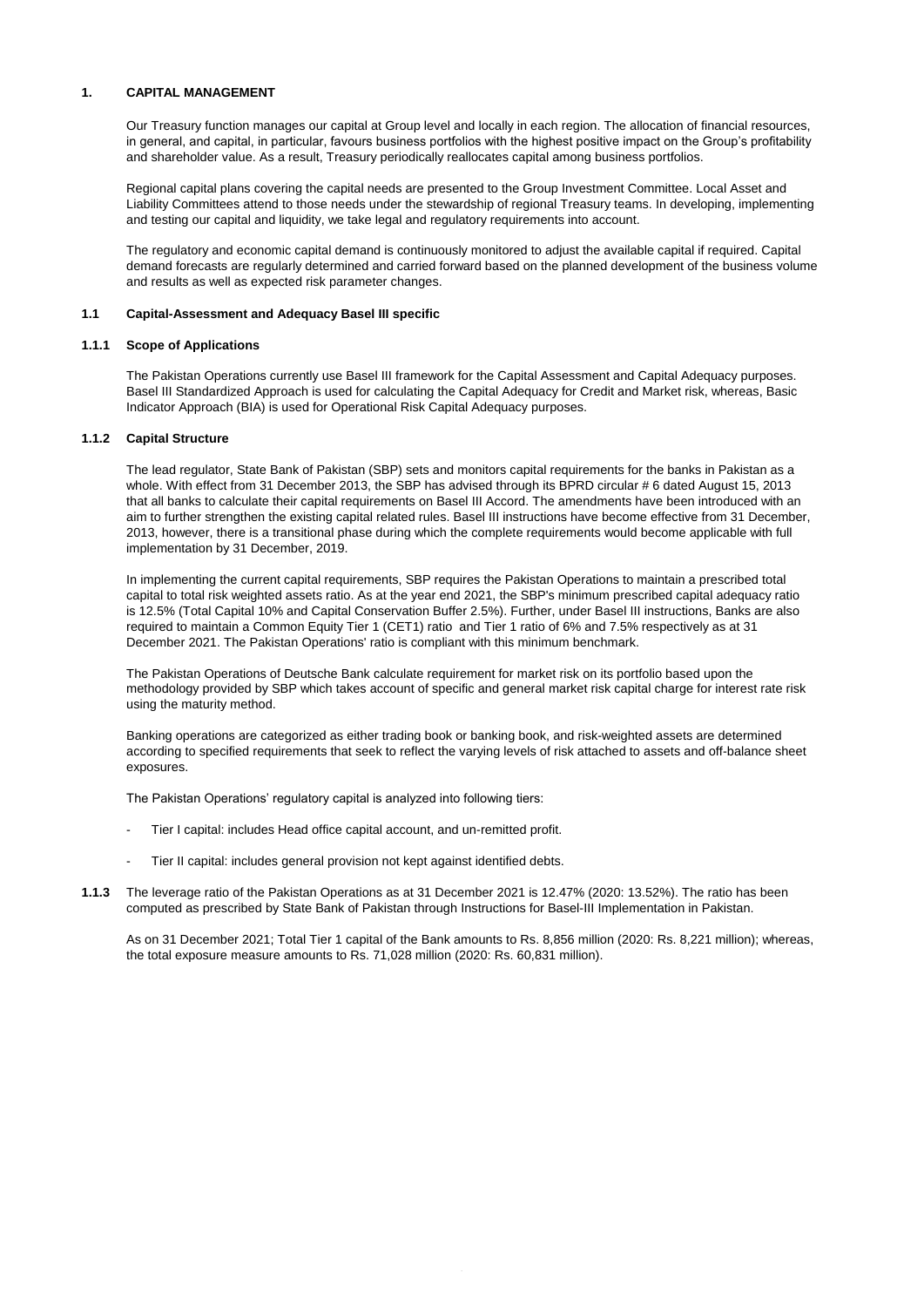# 1. CAPITAL MANAGEMENT

Our Treasury function manages our capital at Group level and locally in each region. The allocation of financial resources, in general, and capital, in particular, favours business portfolios with the highest positive impact on the Group's profitability and shareholder value. As a result, Treasury periodically reallocates capital among business portfolios.

Regional capital plans covering the capital needs are presented to the Group Investment Committee. Local Asset and Liability Committees attend to those needs under the stewardship of regional Treasury teams. In developing, implementing and testing our capital and liquidity, we take legal and regulatory requirements into account.

The regulatory and economic capital demand is continuously monitored to adjust the available capital if required. Capital demand forecasts are regularly determined and carried forward based on the planned development of the business volume and results as well as expected risk parameter changes.

## 1.1 Capital-Assessment and Adequacy Basel III specific

### 1.1.1 Scope of Applications

The Pakistan Operations currently use Basel III framework for the Capital Assessment and Capital Adequacy purposes. Basel III Standardized Approach is used for calculating the Capital Adequacy for Credit and Market risk, whereas, Basic Indicator Approach (BIA) is used for Operational Risk Capital Adequacy purposes.

### 1.1.2 Capital Structure

The lead regulator, State Bank of Pakistan (SBP) sets and monitors capital requirements for the banks in Pakistan as a whole. With effect from 31 December 2013, the SBP has advised through its BPRD circular # 6 dated August 15, 2013 that all banks to calculate their capital requirements on Basel III Accord. The amendments have been introduced with an aim to further strengthen the existing capital related rules. Basel III instructions have become effective from 31 December, 2013, however, there is a transitional phase during which the complete requirements would become applicable with full implementation by 31 December, 2019.

In implementing the current capital requirements, SBP requires the Pakistan Operations to maintain a prescribed total capital to total risk weighted assets ratio. As at the year end 2021, the SBP's minimum prescribed capital adequacy ratio is 12.5% (Total Capital 10% and Capital Conservation Buffer 2.5%). Further, under Basel III instructions, Banks are also required to maintain a Common Equity Tier 1 (CET1) ratio and Tier 1 ratio of 6% and 7.5% respectively as at 31 December 2021. The Pakistan Operations' ratio is compliant with this minimum benchmark.

The Pakistan Operations of Deutsche Bank calculate requirement for market risk on its portfolio based upon the methodology provided by SBP which takes account of specific and general market risk capital charge for interest rate risk using the maturity method.

Banking operations are categorized as either trading book or banking book, and risk-weighted assets are determined according to specified requirements that seek to reflect the varying levels of risk attached to assets and off-balance sheet exposures.

The Pakistan Operations' regulatory capital is analyzed into following tiers:

- Tier I capital: includes Head office capital account, and un-remitted profit.
- Tier II capital: includes general provision not kept against identified debts.

**1.1.3** The leverage ratio of the Pakistan Operations as at 31 December 2021 is 12.47% (2020: 13.52%). The ratio has been computed as prescribed by State Bank of Pakistan through Instructions for Basel-III Implementation in Pakistan.

As on 31 December 2021; Total Tier 1 capital of the Bank amounts to Rs. 8,856 million (2020: Rs. 8,221 million); whereas, the total exposure measure amounts to Rs. 71,028 million (2020: Rs. 60,831 million).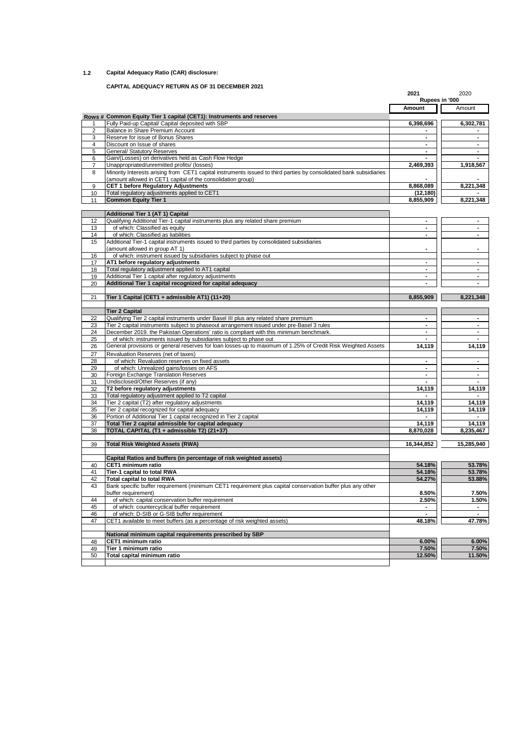**1.2 Capital Adequacy Ratio (CAR) disclosure:**

**CAPITAL ADEQUACY RETURN AS OF 31 DECEMBER 2021**

| Rows # | | 2021 | 2020 |
|---|---|---|---|
| | | Rupees in '000 | |
| | | **Amount** | Amount |
| | **Common Equity Tier 1 capital (CET1): Instruments and reserves** | | |
| 1 | Fully Paid-up Capital/ Capital deposited with SBP | 6,398,696 | 6,302,781 |
| 2 | Balance in Share Premium Account | - | - |
| 3 | Reserve for issue of Bonus Shares | - | - |
| 4 | Discount on Issue of shares | - | - |
| 5 | General/ Statutory Reserves | - | - |
| 6 | Gain/(Losses) on derivatives held as Cash Flow Hedge | - | - |
| 7 | Unappropriated/unremitted profits/ (losses) | 2,469,393 | 1,918,567 |
| 8 | Minority Interests arising from CET1 capital instruments issued to third parties by consolidated bank subsidiaries (amount allowed in CET1 capital of the consolidation group) | - | - |
| 9 | **CET 1 before Regulatory Adjustments** | 8,868,089 | 8,221,348 |
| 10 | Total regulatory adjustments applied to CET1 | (12,180) | - |
| 11 | **Common Equity Tier 1** | 8,855,909 | 8,221,348 |
| | **Additional Tier 1 (AT 1) Capital** | | |
| 12 | Qualifying Additional Tier-1 capital instruments plus any related share premium | - | - |
| 13 | of which: Classified as equity | - | - |
| 14 | of which: Classified as liabilities | - | - |
| 15 | Additional Tier-1 capital instruments issued to third parties by consolidated subsidiaries (amount allowed in group AT 1) | - | - |
| 16 | of which: instrument issued by subsidiaries subject to phase out | | |
| 17 | **AT1 before regulatory adjustments** | - | - |
| 18 | Total regulatory adjustment applied to AT1 capital | - | - |
| 19 | Additional Tier 1 capital after regulatory adjustments | - | - |
| 20 | **Additional Tier 1 capital recognized for capital adequacy** | - | - |
| 21 | **Tier 1 Capital (CET1 + admissible AT1) (11+20)** | 8,855,909 | 8,221,348 |
| | **Tier 2 Capital** | | |
| 22 | Qualifying Tier 2 capital instruments under Basel III plus any related share premium | - | - |
| 23 | Tier 2 capital instruments subject to phaseout arrangement issued under pre-Basel 3 rules | - | - |
| 24 | December 2019. the Pakistan Operations' ratio is compliant with this minimum benchmark. | - | - |
| 25 | of which: instruments issued by subsidiaries subject to phase out | - | - |
| 26 | General provisions or general reserves for loan losses-up to maximum of 1.25% of Credit Risk Weighted Assets | 14,119 | 14,119 |
| 27 | Revaluation Reserves (net of taxes) | | |
| 28 | of which: Revaluation reserves on fixed assets | - | - |
| 29 | of which: Unrealized gains/losses on AFS | - | - |
| 30 | Foreign Exchange Translation Reserves | - | - |
| 31 | Undisclosed/Other Reserves (if any) | - | - |
| 32 | **T2 before regulatory adjustments** | 14,119 | 14,119 |
| 33 | Total regulatory adjustment applied to T2 capital | - | - |
| 34 | Tier 2 capital (T2) after regulatory adjustments | 14,119 | 14,119 |
| 35 | Tier 2 capital recognized for capital adequacy | 14,119 | 14,119 |
| 36 | Portion of Additional Tier 1 capital recognized in Tier 2 capital | - | - |
| 37 | **Total Tier 2 capital admissible for capital adequacy** | 14,119 | 14,119 |
| 38 | **TOTAL CAPITAL (T1 + admissible T2) (21+37)** | 8,870,028 | 8,235,467 |
| 39 | **Total Risk Weighted Assets (RWA)** | 16,344,852 | 15,285,940 |
| | **Capital Ratios and buffers (in percentage of risk weighted assets)** | | |
| 40 | **CET1 minimum ratio** | 54.18% | 53.78% |
| 41 | **Tier-1 capital to total RWA** | 54.18% | 53.78% |
| 42 | **Total capital to total RWA** | 54.27% | 53.88% |
| 43 | Bank specific buffer requirement (minimum CET1 requirement plus capital conservation buffer plus any other buffer requirement) | 8.50% | 7.50% |
| 44 | of which: capital conservation buffer requirement | 2.50% | 1.50% |
| 45 | of which: countercyclical buffer requirement | - | - |
| 46 | of which: D-SIB or G-SIB buffer requirement | - | - |
| 47 | CET1 available to meet buffers (as a percentage of risk weighted assets) | 48.18% | 47.78% |
| | **National minimum capital requirements prescribed by SBP** | | |
| 48 | **CET1 minimum ratio** | 6.00% | 6.00% |
| 49 | **Tier 1 minimum ratio** | 7.50% | 7.50% |
| 50 | **Total capital minimum ratio** | 12.50% | 11.50% |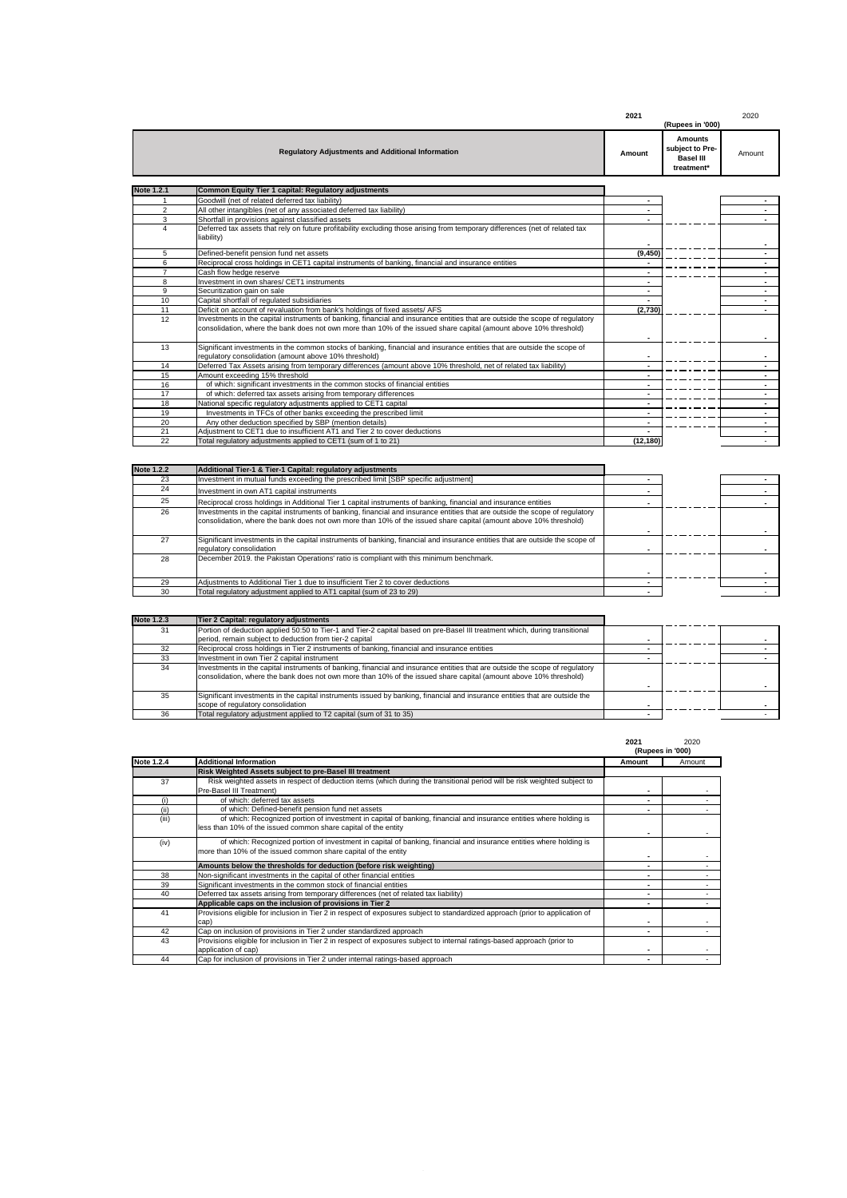| | Regulatory Adjustments and Additional Information | 2021 Amount | 2021 Amounts subject to Pre-Basel III treatment* | 2020 Amount |
|---|---|---|---|---|
| | | (Rupees in '000) | | |
| **Note 1.2.1** | **Common Equity Tier 1 capital: Regulatory adjustments** | | | |
| 1 | Goodwill (net of related deferred tax liability) | - | | - |
| 2 | All other intangibles (net of any associated deferred tax liability) | - | | - |
| 3 | Shortfall in provisions against classified assets | - | | - |
| 4 | Deferred tax assets that rely on future profitability excluding those arising from temporary differences (net of related tax liability) | - | | - |
| 5 | Defined-benefit pension fund net assets | (9,450) | | - |
| 6 | Reciprocal cross holdings in CET1 capital instruments of banking, financial and insurance entities | - | | - |
| 7 | Cash flow hedge reserve | - | | - |
| 8 | Investment in own shares/ CET1 instruments | - | | - |
| 9 | Securitization gain on sale | - | | - |
| 10 | Capital shortfall of regulated subsidiaries | - | | - |
| 11 | Deficit on account of revaluation from bank's holdings of fixed assets/ AFS | (2,730) | | - |
| 12 | Investments in the capital instruments of banking, financial and insurance entities that are outside the scope of regulatory consolidation, where the bank does not own more than 10% of the issued share capital (amount above 10% threshold) | - | | - |
| 13 | Significant investments in the common stocks of banking, financial and insurance entities that are outside the scope of regulatory consolidation (amount above 10% threshold) | - | | - |
| 14 | Deferred Tax Assets arising from temporary differences (amount above 10% threshold, net of related tax liability) | - | | - |
| 15 | Amount exceeding 15% threshold | - | | - |
| 16 | of which: significant investments in the common stocks of financial entities | - | | - |
| 17 | of which: deferred tax assets arising from temporary differences | - | | - |
| 18 | National specific regulatory adjustments applied to CET1 capital | - | | - |
| 19 | Investments in TFCs of other banks exceeding the prescribed limit | - | | - |
| 20 | Any other deduction specified by SBP (mention details) | - | | - |
| 21 | Adjustment to CET1 due to insufficient AT1 and Tier 2 to cover deductions | - | | - |
| 22 | Total regulatory adjustments applied to CET1 (sum of 1 to 21) | (12,180) | | - |
| **Note 1.2.2** | **Additional Tier-1 & Tier-1 Capital: regulatory adjustments** | | | |
| 23 | Investment in mutual funds exceeding the prescribed limit [SBP specific adjustment] | - | | - |
| 24 | Investment in own AT1 capital instruments | - | | - |
| 25 | Reciprocal cross holdings in Additional Tier 1 capital instruments of banking, financial and insurance entities | - | | - |
| 26 | Investments in the capital instruments of banking, financial and insurance entities that are outside the scope of regulatory consolidation, where the bank does not own more than 10% of the issued share capital (amount above 10% threshold) | - | | - |
| 27 | Significant investments in the capital instruments of banking, financial and insurance entities that are outside the scope of regulatory consolidation | - | | - |
| 28 | December 2019. the Pakistan Operations' ratio is compliant with this minimum benchmark. | - | | - |
| 29 | Adjustments to Additional Tier 1 due to insufficient Tier 2 to cover deductions | - | | - |
| 30 | Total regulatory adjustment applied to AT1 capital (sum of 23 to 29) | - | | - |
| **Note 1.2.3** | **Tier 2 Capital: regulatory adjustments** | | | |
| 31 | Portion of deduction applied 50:50 to Tier-1 and Tier-2 capital based on pre-Basel III treatment which, during transitional period, remain subject to deduction from tier-2 capital | - | | - |
| 32 | Reciprocal cross holdings in Tier 2 instruments of banking, financial and insurance entities | - | | - |
| 33 | Investment in own Tier 2 capital instrument | - | | - |
| 34 | Investments in the capital instruments of banking, financial and insurance entities that are outside the scope of regulatory consolidation, where the bank does not own more than 10% of the issued share capital (amount above 10% threshold) | - | | - |
| 35 | Significant investments in the capital instruments issued by banking, financial and insurance entities that are outside the scope of regulatory consolidation | - | | - |
| 36 | Total regulatory adjustment applied to T2 capital (sum of 31 to 35) | - | | - |

| | | 2021 | 2020 |
|---|---|---|---|
| | | (Rupees in '000) | |
| **Note 1.2.4** | **Additional Information** | **Amount** | Amount |
| | **Risk Weighted Assets subject to pre-Basel III treatment** | | |
| 37 | Risk weighted assets in respect of deduction items (which during the transitional period will be risk weighted subject to Pre-Basel III Treatment) | - | - |
| (i) | of which: deferred tax assets | - | - |
| (ii) | of which: Defined-benefit pension fund net assets | - | - |
| (iii) | of which: Recognized portion of investment in capital of banking, financial and insurance entities where holding is less than 10% of the issued common share capital of the entity | - | - |
| (iv) | of which: Recognized portion of investment in capital of banking, financial and insurance entities where holding is more than 10% of the issued common share capital of the entity | - | - |
| | **Amounts below the thresholds for deduction (before risk weighting)** | - | - |
| 38 | Non-significant investments in the capital of other financial entities | - | - |
| 39 | Significant investments in the common stock of financial entities | - | - |
| 40 | Deferred tax assets arising from temporary differences (net of related tax liability) | - | - |
| | **Applicable caps on the inclusion of provisions in Tier 2** | - | - |
| 41 | Provisions eligible for inclusion in Tier 2 in respect of exposures subject to standardized approach (prior to application of cap) | - | - |
| 42 | Cap on inclusion of provisions in Tier 2 under standardized approach | - | - |
| 43 | Provisions eligible for inclusion in Tier 2 in respect of exposures subject to internal ratings-based approach (prior to application of cap) | - | - |
| 44 | Cap for inclusion of provisions in Tier 2 under internal ratings-based approach | - | - |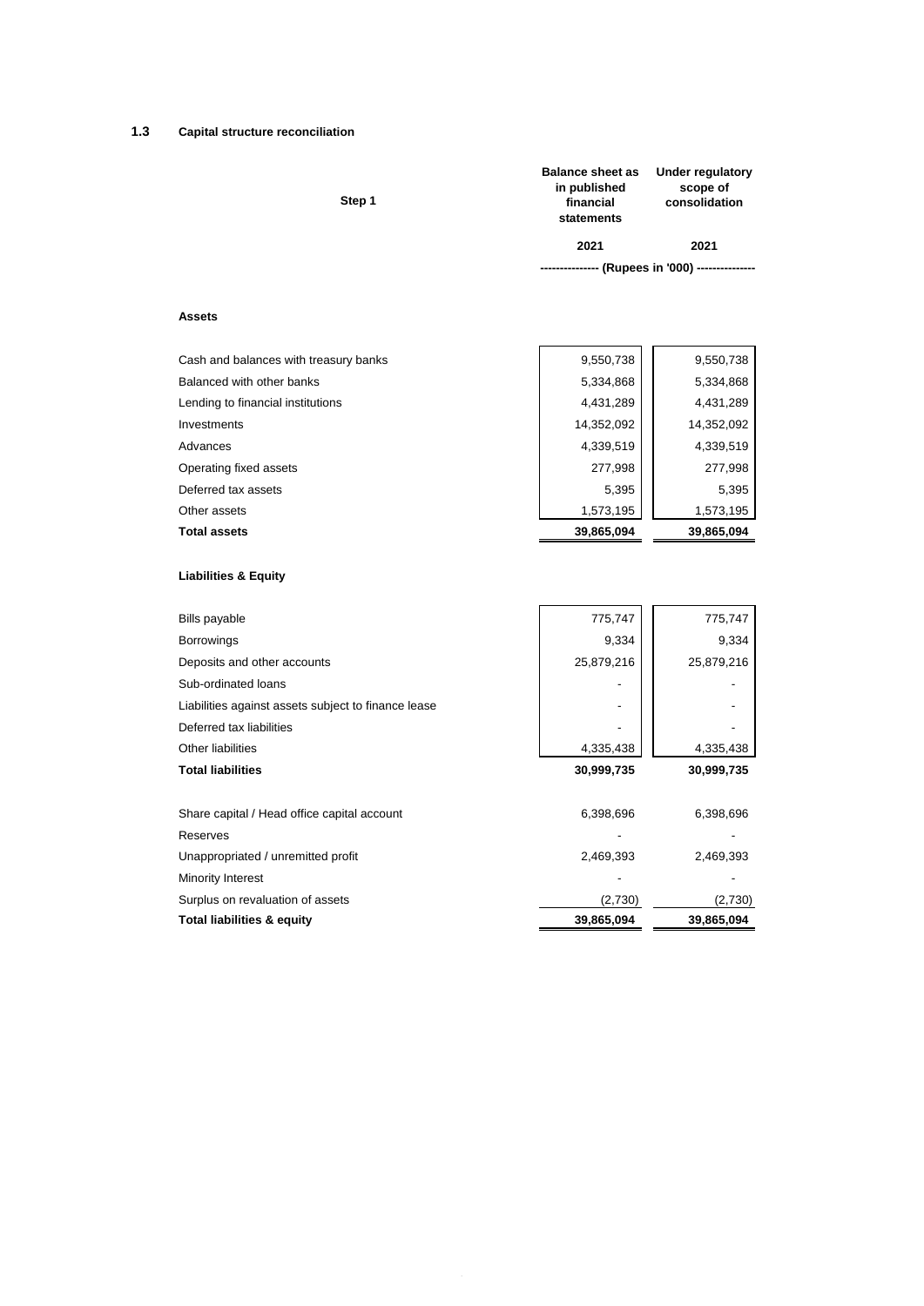### 1.3 Capital structure reconciliation

| Step 1 | Balance sheet as in published financial statements | Under regulatory scope of consolidation |
|---|---|---|
| | 2021 | 2021 |
| | -------------- (Rupees in '000) -------------- | |
| **Assets** | | |
| Cash and balances with treasury banks | 9,550,738 | 9,550,738 |
| Balanced with other banks | 5,334,868 | 5,334,868 |
| Lending to financial institutions | 4,431,289 | 4,431,289 |
| Investments | 14,352,092 | 14,352,092 |
| Advances | 4,339,519 | 4,339,519 |
| Operating fixed assets | 277,998 | 277,998 |
| Deferred tax assets | 5,395 | 5,395 |
| Other assets | 1,573,195 | 1,573,195 |
| **Total assets** | **39,865,094** | **39,865,094** |
| **Liabilities & Equity** | | |
| Bills payable | 775,747 | 775,747 |
| Borrowings | 9,334 | 9,334 |
| Deposits and other accounts | 25,879,216 | 25,879,216 |
| Sub-ordinated loans | - | - |
| Liabilities against assets subject to finance lease | - | - |
| Deferred tax liabilities | - | - |
| Other liabilities | 4,335,438 | 4,335,438 |
| **Total liabilities** | **30,999,735** | **30,999,735** |
| Share capital / Head office capital account | 6,398,696 | 6,398,696 |
| Reserves | - | - |
| Unappropriated / unremitted profit | 2,469,393 | 2,469,393 |
| Minority Interest | - | - |
| Surplus on revaluation of assets | (2,730) | (2,730) |
| **Total liabilities & equity** | **39,865,094** | **39,865,094** |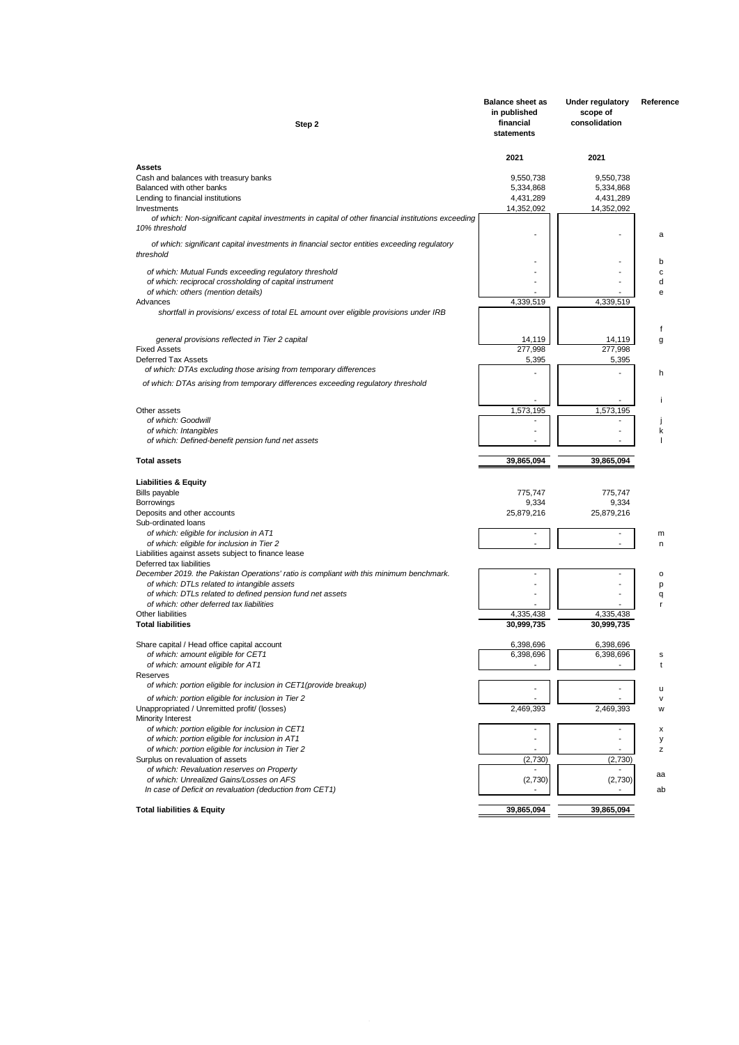| Step 2 | Balance sheet as in published financial statements | Under regulatory scope of consolidation | Reference |
|---|---|---|---|
| | 2021 | 2021 | |
| **Assets** | | | |
| Cash and balances with treasury banks | 9,550,738 | 9,550,738 | |
| Balanced with other banks | 5,334,868 | 5,334,868 | |
| Lending to financial institutions | 4,431,289 | 4,431,289 | |
| Investments | 14,352,092 | 14,352,092 | |
| *of which: Non-significant capital investments in capital of other financial institutions exceeding 10% threshold* | - | - | a |
| *of which: significant capital investments in financial sector entities exceeding regulatory threshold* | - | - | b |
| *of which: Mutual Funds exceeding regulatory threshold* | - | - | c |
| *of which: reciprocal crossholding of capital instrument* | - | - | d |
| *of which: others (mention details)* | - | - | e |
| Advances | 4,339,519 | 4,339,519 | |
| *shortfall in provisions/ excess of total EL amount over eligible provisions under IRB* | | | f |
| *general provisions reflected in Tier 2 capital* | 14,119 | 14,119 | g |
| Fixed Assets | 277,998 | 277,998 | |
| Deferred Tax Assets | 5,395 | 5,395 | |
| *of which: DTAs excluding those arising from temporary differences* | - | - | h |
| *of which: DTAs arising from temporary differences exceeding regulatory threshold* | - | - | i |
| Other assets | 1,573,195 | 1,573,195 | |
| *of which: Goodwill* | - | - | j |
| *of which: Intangibles* | - | - | k |
| *of which: Defined-benefit pension fund net assets* | - | - | l |
| **Total assets** | **39,865,094** | **39,865,094** | |
| **Liabilities & Equity** | | | |
| Bills payable | 775,747 | 775,747 | |
| Borrowings | 9,334 | 9,334 | |
| Deposits and other accounts | 25,879,216 | 25,879,216 | |
| Sub-ordinated loans | | | |
| *of which: eligible for inclusion in AT1* | - | - | m |
| *of which: eligible for inclusion in Tier 2* | - | - | n |
| Liabilities against assets subject to finance lease | | | |
| Deferred tax liabilities | | | |
| *December 2019. the Pakistan Operations' ratio is compliant with this minimum benchmark.* | - | - | o |
| *of which: DTLs related to intangible assets* | - | - | p |
| *of which: DTLs related to defined pension fund net assets* | - | - | q |
| *of which: other deferred tax liabilities* | - | - | r |
| Other liabilities | 4,335,438 | 4,335,438 | |
| **Total liabilities** | **30,999,735** | **30,999,735** | |
| Share capital / Head office capital account | 6,398,696 | 6,398,696 | |
| *of which: amount eligible for CET1* | 6,398,696 | 6,398,696 | s |
| *of which: amount eligible for AT1* | - | - | t |
| Reserves | | | |
| *of which: portion eligible for inclusion in CET1(provide breakup)* | - | - | u |
| *of which: portion eligible for inclusion in Tier 2* | - | - | v |
| Unappropriated / Unremitted profit/ (losses) | 2,469,393 | 2,469,393 | w |
| Minority Interest | | | |
| *of which: portion eligible for inclusion in CET1* | - | - | x |
| *of which: portion eligible for inclusion in AT1* | - | - | y |
| *of which: portion eligible for inclusion in Tier 2* | - | - | z |
| Surplus on revaluation of assets | (2,730) | (2,730) | |
| *of which: Revaluation reserves on Property* | - | - | aa |
| *of which: Unrealized Gains/Losses on AFS* | (2,730) | (2,730) | |
| *In case of Deficit on revaluation (deduction from CET1)* | - | - | ab |
| **Total liabilities & Equity** | **39,865,094** | **39,865,094** | |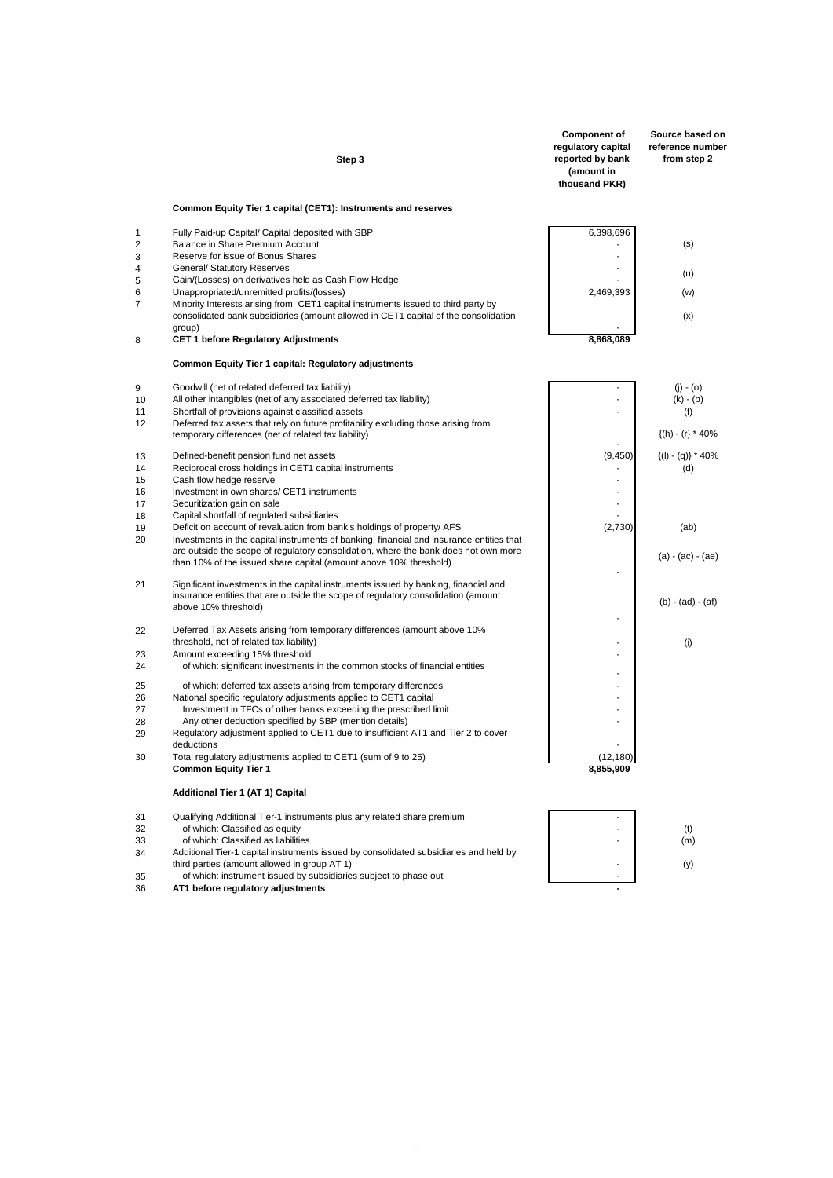| | Step 3 | Component of regulatory capital reported by bank (amount in thousand PKR) | Source based on reference number from step 2 |
|---|---|---|---|
| | **Common Equity Tier 1 capital (CET1): Instruments and reserves** | | |
| 1 | Fully Paid-up Capital/ Capital deposited with SBP | 6,398,696 | |
| 2 | Balance in Share Premium Account | - | (s) |
| 3 | Reserve for issue of Bonus Shares | - | |
| 4 | General/ Statutory Reserves | - | (u) |
| 5 | Gain/(Losses) on derivatives held as Cash Flow Hedge | - | |
| 6 | Unappropriated/unremitted profits/(losses) | 2,469,393 | (w) |
| 7 | Minority Interests arising from CET1 capital instruments issued to third party by consolidated bank subsidiaries (amount allowed in CET1 capital of the consolidation group) | - | (x) |
| 8 | **CET 1 before Regulatory Adjustments** | **8,868,089** | |
| | **Common Equity Tier 1 capital: Regulatory adjustments** | | |
| 9 | Goodwill (net of related deferred tax liability) | - | (j) - (o) |
| 10 | All other intangibles (net of any associated deferred tax liability) | - | (k) - (p) |
| 11 | Shortfall of provisions against classified assets | - | (f) |
| 12 | Deferred tax assets that rely on future profitability excluding those arising from temporary differences (net of related tax liability) | - | {(h) - (r} * 40% |
| 13 | Defined-benefit pension fund net assets | (9,450) | {(l) - (q)} * 40% |
| 14 | Reciprocal cross holdings in CET1 capital instruments | - | (d) |
| 15 | Cash flow hedge reserve | - | |
| 16 | Investment in own shares/ CET1 instruments | - | |
| 17 | Securitization gain on sale | - | |
| 18 | Capital shortfall of regulated subsidiaries | - | |
| 19 | Deficit on account of revaluation from bank's holdings of property/ AFS | (2,730) | (ab) |
| 20 | Investments in the capital instruments of banking, financial and insurance entities that are outside the scope of regulatory consolidation, where the bank does not own more than 10% of the issued share capital (amount above 10% threshold) | - | (a) - (ac) - (ae) |
| 21 | Significant investments in the capital instruments issued by banking, financial and insurance entities that are outside the scope of regulatory consolidation (amount above 10% threshold) | - | (b) - (ad) - (af) |
| 22 | Deferred Tax Assets arising from temporary differences (amount above 10% threshold, net of related tax liability) | - | (i) |
| 23 | Amount exceeding 15% threshold | - | |
| 24 | of which: significant investments in the common stocks of financial entities | - | |
| 25 | of which: deferred tax assets arising from temporary differences | - | |
| 26 | National specific regulatory adjustments applied to CET1 capital | - | |
| 27 | Investment in TFCs of other banks exceeding the prescribed limit | - | |
| 28 | Any other deduction specified by SBP (mention details) | - | |
| 29 | Regulatory adjustment applied to CET1 due to insufficient AT1 and Tier 2 to cover deductions | - | |
| 30 | Total regulatory adjustments applied to CET1 (sum of 9 to 25) | (12,180) | |
| | **Common Equity Tier 1** | **8,855,909** | |
| | **Additional Tier 1 (AT 1) Capital** | | |
| 31 | Qualifying Additional Tier-1 instruments plus any related share premium | - | |
| 32 | of which: Classified as equity | - | (t) |
| 33 | of which: Classified as liabilities | - | (m) |
| 34 | Additional Tier-1 capital instruments issued by consolidated subsidiaries and held by third parties (amount allowed in group AT 1) | - | (y) |
| 35 | of which: instrument issued by subsidiaries subject to phase out | - | |
| 36 | **AT1 before regulatory adjustments** | **-** | |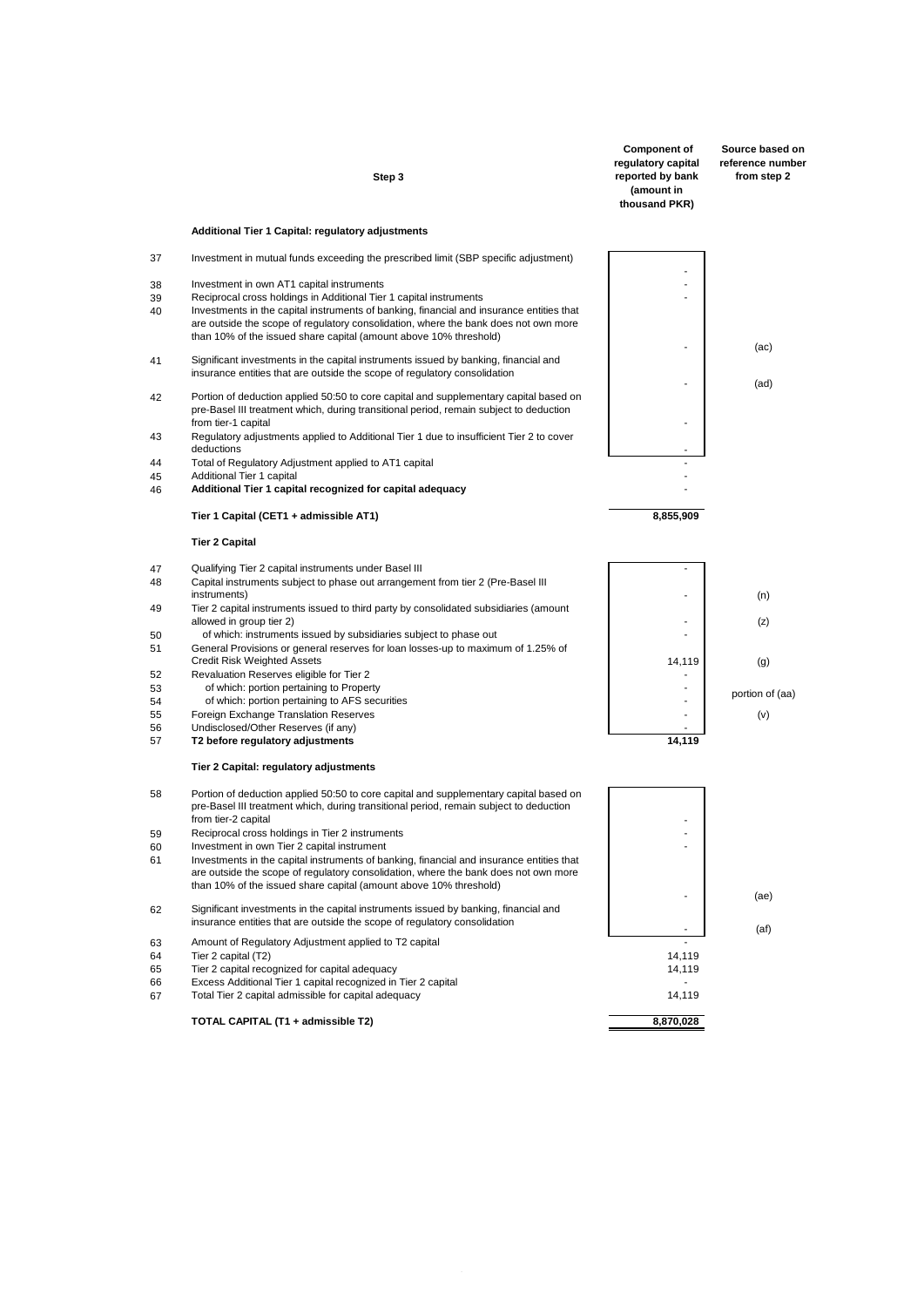| | Step 3 | Component of regulatory capital reported by bank (amount in thousand PKR) | Source based on reference number from step 2 |
|---|---|---|---|
| | **Additional Tier 1 Capital: regulatory adjustments** | | |
| 37 | Investment in mutual funds exceeding the prescribed limit (SBP specific adjustment) | - | |
| 38 | Investment in own AT1 capital instruments | - | |
| 39 | Reciprocal cross holdings in Additional Tier 1 capital instruments | - | |
| 40 | Investments in the capital instruments of banking, financial and insurance entities that are outside the scope of regulatory consolidation, where the bank does not own more than 10% of the issued share capital (amount above 10% threshold) | - | (ac) |
| 41 | Significant investments in the capital instruments issued by banking, financial and insurance entities that are outside the scope of regulatory consolidation | - | (ad) |
| 42 | Portion of deduction applied 50:50 to core capital and supplementary capital based on pre-Basel III treatment which, during transitional period, remain subject to deduction from tier-1 capital | - | |
| 43 | Regulatory adjustments applied to Additional Tier 1 due to insufficient Tier 2 to cover deductions | - | |
| 44 | Total of Regulatory Adjustment applied to AT1 capital | - | |
| 45 | Additional Tier 1 capital | - | |
| 46 | **Additional Tier 1 capital recognized for capital adequacy** | - | |
| | **Tier 1 Capital (CET1 + admissible AT1)** | **8,855,909** | |
| | **Tier 2 Capital** | | |
| 47 | Qualifying Tier 2 capital instruments under Basel III | - | |
| 48 | Capital instruments subject to phase out arrangement from tier 2 (Pre-Basel III instruments) | - | (n) |
| 49 | Tier 2 capital instruments issued to third party by consolidated subsidiaries (amount allowed in group tier 2) | - | (z) |
| 50 | of which: instruments issued by subsidiaries subject to phase out | - | |
| 51 | General Provisions or general reserves for loan losses-up to maximum of 1.25% of Credit Risk Weighted Assets | 14,119 | (g) |
| 52 | Revaluation Reserves eligible for Tier 2 | - | |
| 53 | of which: portion pertaining to Property | - | portion of (aa) |
| 54 | of which: portion pertaining to AFS securities | - | |
| 55 | Foreign Exchange Translation Reserves | - | (v) |
| 56 | Undisclosed/Other Reserves (if any) | - | |
| 57 | **T2 before regulatory adjustments** | **14,119** | |
| | **Tier 2 Capital: regulatory adjustments** | | |
| 58 | Portion of deduction applied 50:50 to core capital and supplementary capital based on pre-Basel III treatment which, during transitional period, remain subject to deduction from tier-2 capital | - | |
| 59 | Reciprocal cross holdings in Tier 2 instruments | - | |
| 60 | Investment in own Tier 2 capital instrument | - | |
| 61 | Investments in the capital instruments of banking, financial and insurance entities that are outside the scope of regulatory consolidation, where the bank does not own more than 10% of the issued share capital (amount above 10% threshold) | - | (ae) |
| 62 | Significant investments in the capital instruments issued by banking, financial and insurance entities that are outside the scope of regulatory consolidation | - | (af) |
| 63 | Amount of Regulatory Adjustment applied to T2 capital | - | |
| 64 | Tier 2 capital (T2) | 14,119 | |
| 65 | Tier 2 capital recognized for capital adequacy | 14,119 | |
| 66 | Excess Additional Tier 1 capital recognized in Tier 2 capital | - | |
| 67 | Total Tier 2 capital admissible for capital adequacy | 14,119 | |
| | **TOTAL CAPITAL (T1 + admissible T2)** | **8,870,028** | |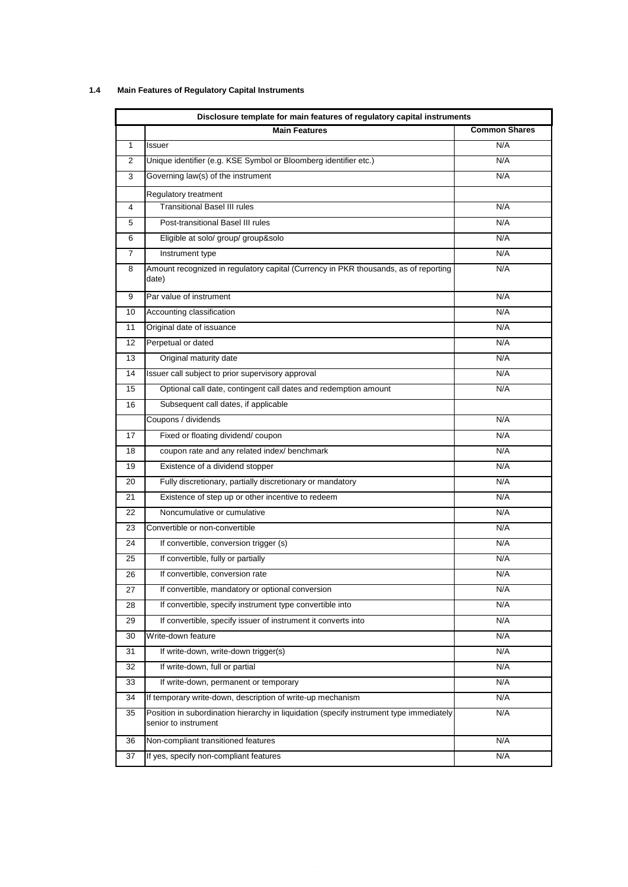## 1.4 Main Features of Regulatory Capital Instruments

| Disclosure template for main features of regulatory capital instruments | | |
|---|---|---|
| | **Main Features** | **Common Shares** |
| 1 | Issuer | N/A |
| 2 | Unique identifier (e.g. KSE Symbol or Bloomberg identifier etc.) | N/A |
| 3 | Governing law(s) of the instrument | N/A |
| | Regulatory treatment | |
| 4 | Transitional Basel III rules | N/A |
| 5 | Post-transitional Basel III rules | N/A |
| 6 | Eligible at solo/ group/ group&solo | N/A |
| 7 | Instrument type | N/A |
| 8 | Amount recognized in regulatory capital (Currency in PKR thousands, as of reporting date) | N/A |
| 9 | Par value of instrument | N/A |
| 10 | Accounting classification | N/A |
| 11 | Original date of issuance | N/A |
| 12 | Perpetual or dated | N/A |
| 13 | Original maturity date | N/A |
| 14 | Issuer call subject to prior supervisory approval | N/A |
| 15 | Optional call date, contingent call dates and redemption amount | N/A |
| 16 | Subsequent call dates, if applicable | |
| | Coupons / dividends | N/A |
| 17 | Fixed or floating dividend/ coupon | N/A |
| 18 | coupon rate and any related index/ benchmark | N/A |
| 19 | Existence of a dividend stopper | N/A |
| 20 | Fully discretionary, partially discretionary or mandatory | N/A |
| 21 | Existence of step up or other incentive to redeem | N/A |
| 22 | Noncumulative or cumulative | N/A |
| 23 | Convertible or non-convertible | N/A |
| 24 | If convertible, conversion trigger (s) | N/A |
| 25 | If convertible, fully or partially | N/A |
| 26 | If convertible, conversion rate | N/A |
| 27 | If convertible, mandatory or optional conversion | N/A |
| 28 | If convertible, specify instrument type convertible into | N/A |
| 29 | If convertible, specify issuer of instrument it converts into | N/A |
| 30 | Write-down feature | N/A |
| 31 | If write-down, write-down trigger(s) | N/A |
| 32 | If write-down, full or partial | N/A |
| 33 | If write-down, permanent or temporary | N/A |
| 34 | If temporary write-down, description of write-up mechanism | N/A |
| 35 | Position in subordination hierarchy in liquidation (specify instrument type immediately senior to instrument | N/A |
| 36 | Non-compliant transitioned features | N/A |
| 37 | If yes, specify non-compliant features | N/A |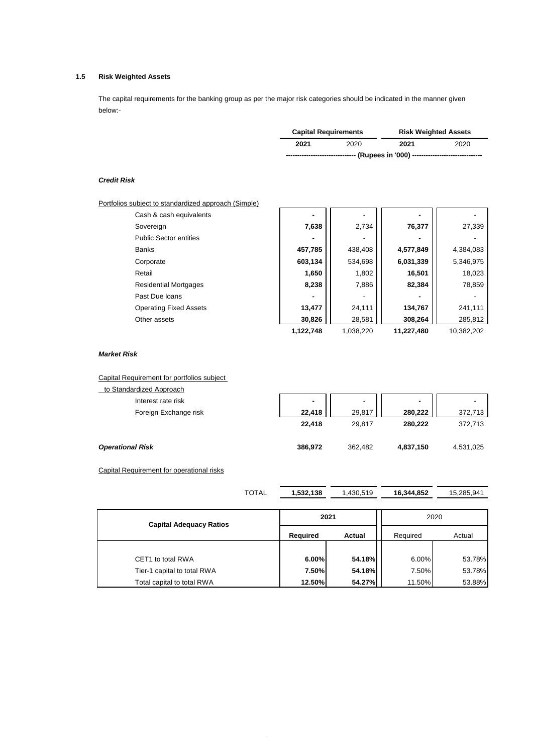### 1.5 Risk Weighted Assets

The capital requirements for the banking group as per the major risk categories should be indicated in the manner given below:-

| | Capital Requirements | | Risk Weighted Assets | |
|---|---|---|---|---|
| | **2021** | 2020 | **2021** | 2020 |
| | ------------------------------ (Rupees in '000) ------------------------------ | | | |
| ***Credit Risk*** | | | | |
| Portfolios subject to standardized approach (Simple) | | | | |
| Cash & cash equivalents | **-** | - | **-** | - |
| Sovereign | **7,638** | 2,734 | **76,377** | 27,339 |
| Public Sector entities | **-** | - | **-** | - |
| Banks | **457,785** | 438,408 | **4,577,849** | 4,384,083 |
| Corporate | **603,134** | 534,698 | **6,031,339** | 5,346,975 |
| Retail | **1,650** | 1,802 | **16,501** | 18,023 |
| Residential Mortgages | **8,238** | 7,886 | **82,384** | 78,859 |
| Past Due loans | **-** | - | **-** | - |
| Operating Fixed Assets | **13,477** | 24,111 | **134,767** | 241,111 |
| Other assets | **30,826** | 28,581 | **308,264** | 285,812 |
| | **1,122,748** | 1,038,220 | **11,227,480** | 10,382,202 |
| ***Market Risk*** | | | | |
| Capital Requirement for portfolios subject to Standardized Approach | | | | |
| Interest rate risk | **-** | - | **-** | - |
| Foreign Exchange risk | **22,418** | 29,817 | **280,222** | 372,713 |
| | **22,418** | 29,817 | **280,222** | 372,713 |
| ***Operational Risk*** | **386,972** | 362,482 | **4,837,150** | 4,531,025 |
| Capital Requirement for operational risks | | | | |
| TOTAL | **1,532,138** | 1,430,519 | **16,344,852** | 15,285,941 |

| Capital Adequacy Ratios | 2021 | | 2020 | |
|---|---|---|---|---|
| | **Required** | **Actual** | Required | Actual |
| CET1 to total RWA | **6.00%** | **54.18%** | 6.00% | 53.78% |
| Tier-1 capital to total RWA | **7.50%** | **54.18%** | 7.50% | 53.78% |
| Total capital to total RWA | **12.50%** | **54.27%** | 11.50% | 53.88% |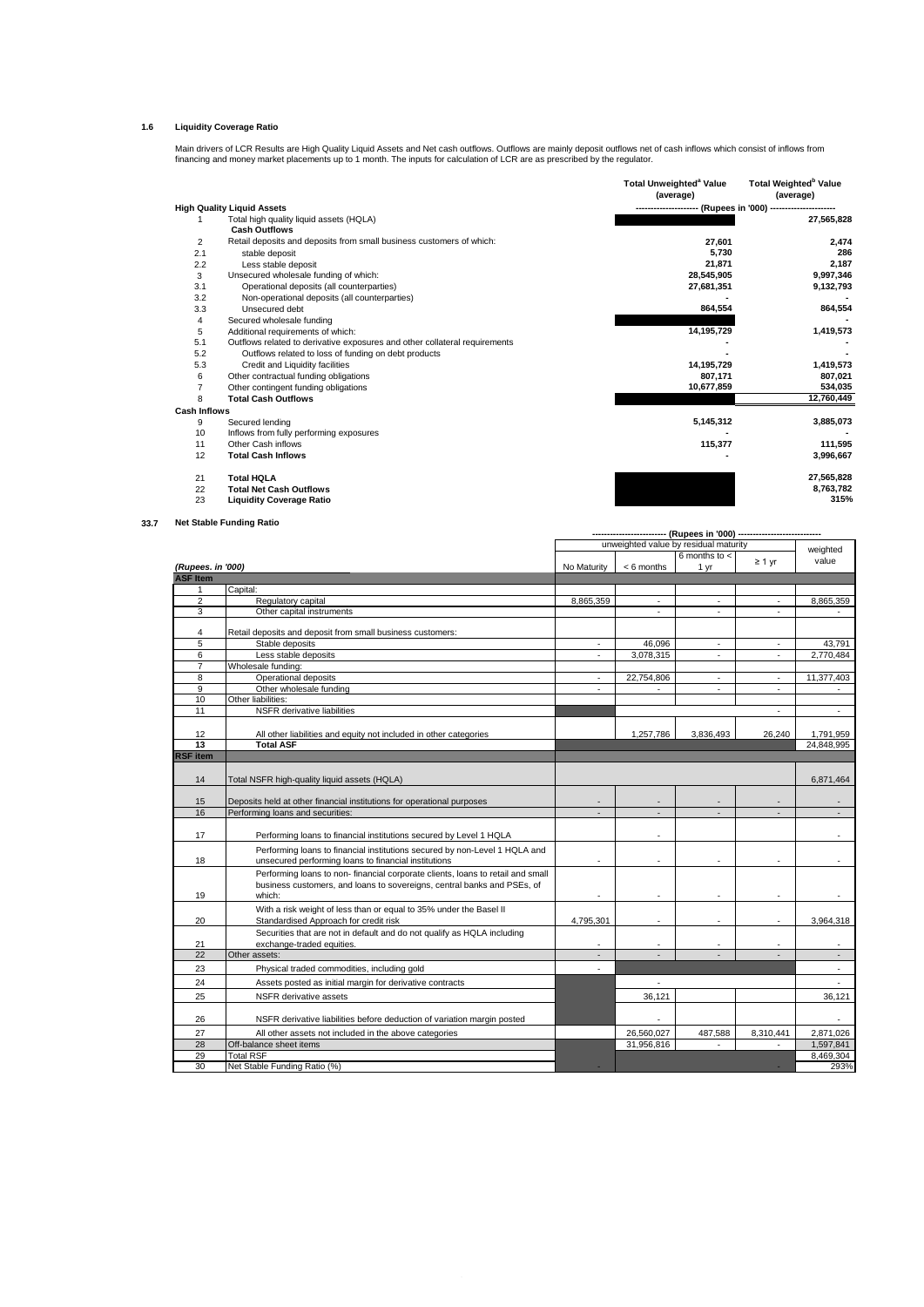**1.6 Liquidity Coverage Ratio**

Main drivers of LCR Results are High Quality Liquid Assets and Net cash outflows. Outflows are mainly deposit outflows net of cash inflows which consist of inflows from financing and money market placements up to 1 month. The inputs for calculation of LCR are as prescribed by the regulator.

| | | Total Unweighted[a] Value (average) | Total Weighted[b] Value (average) |
|---|---|---|---|
| | | (Rupees in '000) | |
| **High Quality Liquid Assets** | | | |
| 1 | Total high quality liquid assets (HQLA) | | **27,565,828** |
| | **Cash Outflows** | | |
| 2 | Retail deposits and deposits from small business customers of which: | **27,601** | **2,474** |
| 2.1 | stable deposit | **5,730** | **286** |
| 2.2 | Less stable deposit | **21,871** | **2,187** |
| 3 | Unsecured wholesale funding of which: | **28,545,905** | **9,997,346** |
| 3.1 | Operational deposits (all counterparties) | **27,681,351** | **9,132,793** |
| 3.2 | Non-operational deposits (all counterparties) | **-** | **-** |
| 3.3 | Unsecured debt | **864,554** | **864,554** |
| 4 | Secured wholesale funding | | **-** |
| 5 | Additional requirements of which: | **14,195,729** | **1,419,573** |
| 5.1 | Outflows related to derivative exposures and other collateral requirements | **-** | **-** |
| 5.2 | Outflows related to loss of funding on debt products | **-** | **-** |
| 5.3 | Credit and Liquidity facilities | **14,195,729** | **1,419,573** |
| 6 | Other contractual funding obligations | **807,171** | **807,021** |
| 7 | Other contingent funding obligations | **10,677,859** | **534,035** |
| 8 | **Total Cash Outflows** | | **12,760,449** |
| **Cash Inflows** | | | |
| 9 | Secured lending | **5,145,312** | **3,885,073** |
| 10 | Inflows from fully performing exposures | **-** | **-** |
| 11 | Other Cash inflows | **115,377** | **111,595** |
| 12 | **Total Cash Inflows** | **-** | **3,996,667** |
| 21 | **Total HQLA** | | **27,565,828** |
| 22 | **Total Net Cash Outflows** | | **8,763,782** |
| 23 | **Liquidity Coverage Ratio** | | **315%** |

**33.7 Net Stable Funding Ratio**

| (Rupees in '000) | | unweighted value by residual maturity | | | | weighted value |
|---|---|---|---|---|---|---|
| | | No Maturity | < 6 months | 6 months to < 1 yr | ≥ 1 yr | |
| **ASF Item** | | | | | | |
| 1 | Capital: | | | | | |
| 2 | Regulatory capital | 8,865,359 | - | - | - | 8,865,359 |
| 3 | Other capital instruments | | - | - | - | - |
| 4 | Retail deposits and deposit from small business customers: | | | | | |
| 5 | Stable deposits | - | 46,096 | - | - | 43,791 |
| 6 | Less stable deposits | - | 3,078,315 | - | - | 2,770,484 |
| 7 | Wholesale funding: | | | | | |
| 8 | Operational deposits | - | 22,754,806 | - | - | 11,377,403 |
| 9 | Other wholesale funding | - | - | - | - | - |
| 10 | Other liabilities: | | | | | |
| 11 | NSFR derivative liabilities | | | | - | - |
| 12 | All other liabilities and equity not included in other categories | | 1,257,786 | 3,836,493 | 26,240 | 1,791,959 |
| 13 | **Total ASF** | | | | | 24,848,995 |
| **RSF item** | | | | | | |
| 14 | Total NSFR high-quality liquid assets (HQLA) | | | | | 6,871,464 |
| 15 | Deposits held at other financial institutions for operational purposes | - | - | - | - | - |
| 16 | Performing loans and securities: | - | - | - | - | - |
| 17 | Performing loans to financial institutions secured by Level 1 HQLA | | - | | | - |
| 18 | Performing loans to financial institutions secured by non-Level 1 HQLA and unsecured performing loans to financial institutions | - | - | - | - | - |
| 19 | Performing loans to non- financial corporate clients, loans to retail and small business customers, and loans to sovereigns, central banks and PSEs, of which: | - | - | - | - | - |
| 20 | With a risk weight of less than or equal to 35% under the Basel II Standardised Approach for credit risk | 4,795,301 | - | - | - | 3,964,318 |
| 21 | Securities that are not in default and do not qualify as HQLA including exchange-traded equities. | - | - | - | - | - |
| 22 | Other assets: | - | - | - | - | - |
| 23 | Physical traded commodities, including gold | - | | | | - |
| 24 | Assets posted as initial margin for derivative contracts | | - | | | - |
| 25 | NSFR derivative assets | | 36,121 | | | 36,121 |
| 26 | NSFR derivative liabilities before deduction of variation margin posted | | - | | | - |
| 27 | All other assets not included in the above categories | | 26,560,027 | 487,588 | 8,310,441 | 2,871,026 |
| 28 | Off-balance sheet items | | 31,956,816 | - | - | 1,597,841 |
| 29 | Total RSF | | | | | 8,469,304 |
| 30 | Net Stable Funding Ratio (%) | - | | | - | 293% |